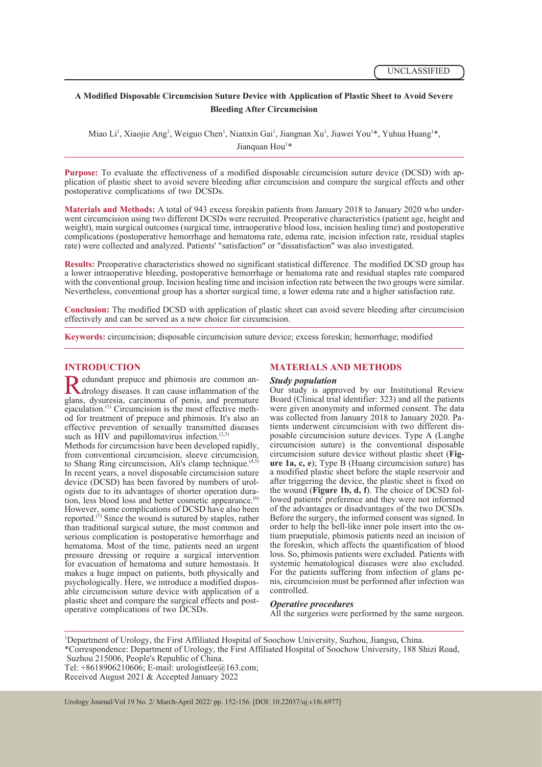# A Modified Disposable Circumcision Suture Device with Application of Plastic Sheet to Avoid Severe Bleeding After Circumcision

Miao Li[1], Xiaojie Ang[1], Weiguo Chen[1], Nianxin Gai[1], Jiangnan Xu[1], Jiawei You[1]*, Yuhua Huang[1]*, Jianquan Hou[1]*

**Purpose:** To evaluate the effectiveness of a modified disposable circumcision suture device (DCSD) with application of plastic sheet to avoid severe bleeding after circumcision and compare the surgical effects and other postoperative complications of two DCSDs.

**Materials and Methods:** A total of 943 excess foreskin patients from January 2018 to January 2020 who underwent circumcision using two different DCSDs were recruited. Preoperative characteristics (patient age, height and weight), main surgical outcomes (surgical time, intraoperative blood loss, incision healing time) and postoperative complications (postoperative hemorrhage and hematoma rate, edema rate, incision infection rate, residual staples rate) were collected and analyzed. Patients' "satisfaction" or "dissatisfaction" was also investigated.

**Results:** Preoperative characteristics showed no significant statistical difference. The modified DCSD group has a lower intraoperative bleeding, postoperative hemorrhage or hematoma rate and residual staples rate compared with the conventional group. Incision healing time and incision infection rate between the two groups were similar. Nevertheless, conventional group has a shorter surgical time, a lower edema rate and a higher satisfaction rate.

**Conclusion:** The modified DCSD with application of plastic sheet can avoid severe bleeding after circumcision effectively and can be served as a new choice for circumcision.

**Keywords:** circumcision; disposable circumcision suture device; excess foreskin; hemorrhage; modified

## INTRODUCTION

Redundant prepuce and phimosis are common andrology diseases. It can cause inflammation of the glans, dysuresia, carcinoma of penis, and premature ejaculation.[1] Circumcision is the most effective method for treatment of prepuce and phimosis. It's also an effective prevention of sexually transmitted diseases such as HIV and papillomavirus infection.[2,3]

Methods for circumcision have been developed rapidly, from conventional circumcision, sleeve circumcision, to Shang Ring circumcision, Ali's clamp technique.[4,5] In recent years, a novel disposable circumcision suture device (DCSD) has been favored by numbers of urologists due to its advantages of shorter operation duration, less blood loss and better cosmetic appearance.[6] However, some complications of DCSD have also been reported.[7] Since the wound is sutured by staples, rather than traditional surgical suture, the most common and serious complication is postoperative hemorrhage and hematoma. Most of the time, patients need an urgent pressure dressing or require a surgical intervention for evacuation of hematoma and suture hemostasis. It makes a huge impact on patients, both physically and psychologically. Here, we introduce a modified disposable circumcision suture device with application of a plastic sheet and compare the surgical effects and postoperative complications of two DCSDs.

## MATERIALS AND METHODS

### *Study population*

Our study is approved by our Institutional Review Board (Clinical trial identifier: 323) and all the patients were given anonymity and informed consent. The data was collected from January 2018 to January 2020. Patients underwent circumcision with two different disposable circumcision suture devices. Type A (Langhe circumcision suture) is the conventional disposable circumcision suture device without plastic sheet (**Figure 1a, c, e**); Type B (Huang circumcision suture) has a modified plastic sheet before the staple reservoir and after triggering the device, the plastic sheet is fixed on the wound (**Figure 1b, d, f**). The choice of DCSD followed patients' preference and they were not informed of the advantages or disadvantages of the two DCSDs. Before the surgery, the informed consent was signed. In order to help the bell-like inner pole insert into the ostium praeputiale, phimosis patients need an incision of the foreskin, which affects the quantification of blood loss. So, phimosis patients were excluded. Patients with systemic hematological diseases were also excluded. For the patients suffering from infection of glans penis, circumcision must be performed after infection was controlled.

### *Operative procedures*

All the surgeries were performed by the same surgeon.

[1]Department of Urology, the First Affiliated Hospital of Soochow University, Suzhou, Jiangsu, China.
*Correspondence: Department of Urology, the First Affiliated Hospital of Soochow University, 188 Shizi Road, Suzhou 215006, People's Republic of China.
Tel: +8618906210606; E-mail: urologistlee@163.com;
Received August 2021 & Accepted January 2022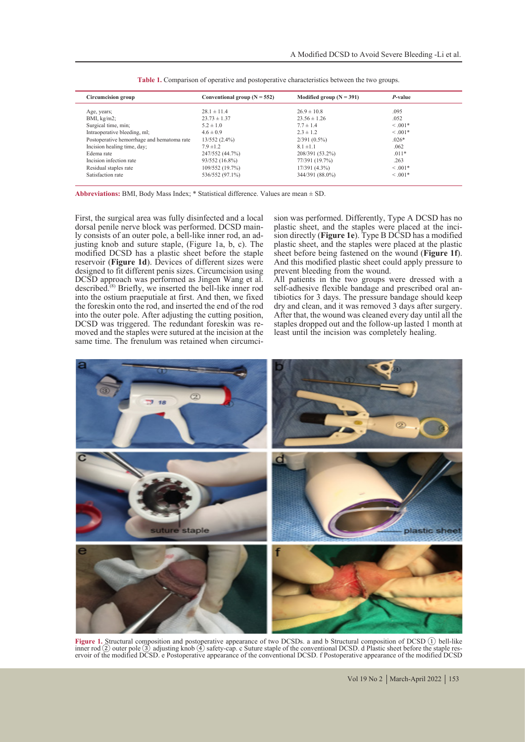**Table 1.** Comparison of operative and postoperative characteristics between the two groups.

| Circumcision group | Conventional group (N = 552) | Modified group (N = 391) | *P*-value |
|---|---|---|---|
| Age, years; | 28.1 ± 11.4 | 26.9 ± 10.8 | .095 |
| BMI, kg/m2; | 23.73 ± 1.37 | 23.56 ± 1.26 | .052 |
| Surgical time, min; | 5.2 ± 1.0 | 7.7 ± 1.4 | < .001* |
| Intraoperative bleeding, ml; | 4.6 ± 0.9 | 2.3 ± 1.2 | < .001* |
| Postoperative hemorrhage and hematoma rate | 13/552 (2.4%) | 2/391 (0.5%) | .026* |
| Incision healing time, day; | 7.9 ±1.2 | 8.1 ±1.1 | .062 |
| Edema rate | 247/552 (44.7%) | 208/391 (53.2%) | .011* |
| Incision infection rate | 93/552 (16.8%) | 77/391 (19.7%) | .263 |
| Residual staples rate | 109/552 (19.7%) | 17/391 (4.3%) | < .001* |
| Satisfaction rate | 536/552 (97.1%) | 344/391 (88.0%) | < .001* |

**Abbreviations:** BMI, Body Mass Index; * Statistical difference. Values are mean ± SD.

First, the surgical area was fully disinfected and a local dorsal penile nerve block was performed. DCSD mainly consists of an outer pole, a bell-like inner rod, an adjusting knob and suture staple, (Figure 1a, b, c). The modified DCSD has a plastic sheet before the staple reservoir (**Figure 1d**). Devices of different sizes were designed to fit different penis sizes. Circumcision using DCSD approach was performed as Jingen Wang et al. described.[8] Briefly, we inserted the bell-like inner rod into the ostium praeputiale at first. And then, we fixed the foreskin onto the rod, and inserted the end of the rod into the outer pole. After adjusting the cutting position, DCSD was triggered. The redundant foreskin was removed and the staples were sutured at the incision at the same time. The frenulum was retained when circumcision was performed. Differently, Type A DCSD has no plastic sheet, and the staples were placed at the incision directly (**Figure 1e**). Type B DCSD has a modified plastic sheet, and the staples were placed at the plastic sheet before being fastened on the wound (**Figure 1f**). And this modified plastic sheet could apply pressure to prevent bleeding from the wound.

All patients in the two groups were dressed with a self-adhesive flexible bandage and prescribed oral antibiotics for 3 days. The pressure bandage should keep dry and clean, and it was removed 3 days after surgery. After that, the wound was cleaned every day until all the staples dropped out and the follow-up lasted 1 month at least until the incision was completely healing.

**Figure 1.** Structural composition and postoperative appearance of two DCSDs. a and b Structural composition of DCSD ① bell-like inner rod ② outer pole ③ adjusting knob ④ safety-cap. c Suture staple of the conventional DCSD. d Plastic sheet before the staple reservoir of the modified DCSD. e Postoperative appearance of the conventional DCSD. f Postoperative appearance of the modified DCSD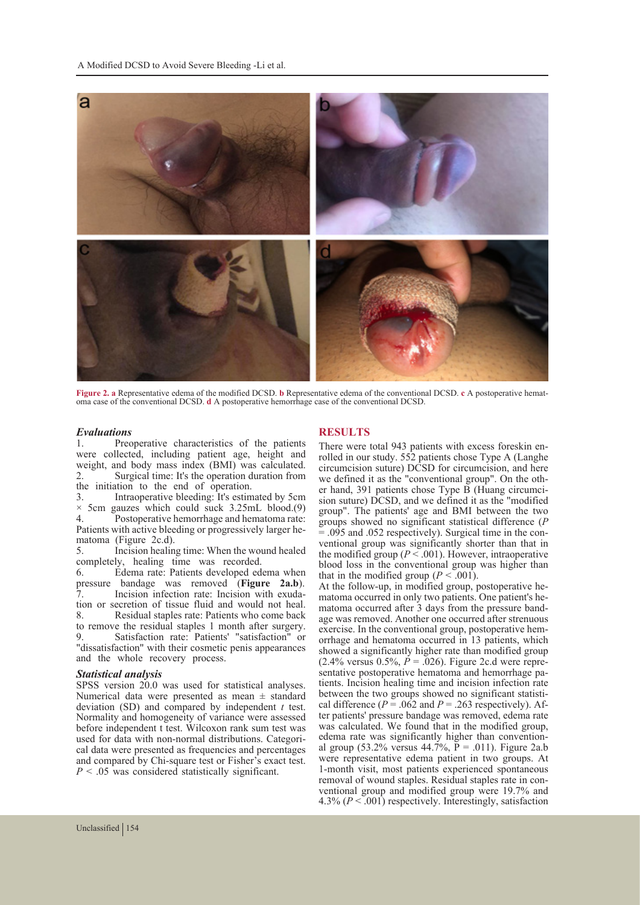**Figure 2. a** Representative edema of the modified DCSD. **b** Representative edema of the conventional DCSD. **c** A postoperative hematoma case of the conventional DCSD. **d** A postoperative hemorrhage case of the conventional DCSD.

### *Evaluations*

1. Preoperative characteristics of the patients were collected, including patient age, height and weight, and body mass index (BMI) was calculated.
2. Surgical time: It's the operation duration from the initiation to the end of operation.
3. Intraoperative bleeding: It's estimated by 5cm × 5cm gauzes which could suck 3.25mL blood.(9)
4. Postoperative hemorrhage and hematoma rate: Patients with active bleeding or progressively larger hematoma (Figure 2c.d).
5. Incision healing time: When the wound healed completely, healing time was recorded.
6. Edema rate: Patients developed edema when pressure bandage was removed (**Figure 2a.b**).
7. Incision infection rate: Incision with exudation or secretion of tissue fluid and would not heal.
8. Residual staples rate: Patients who come back to remove the residual staples 1 month after surgery.
9. Satisfaction rate: Patients' "satisfaction" or "dissatisfaction" with their cosmetic penis appearances and the whole recovery process.

### *Statistical analysis*

SPSS version 20.0 was used for statistical analyses. Numerical data were presented as mean ± standard deviation (SD) and compared by independent *t* test. Normality and homogeneity of variance were assessed before independent t test. Wilcoxon rank sum test was used for data with non-normal distributions. Categorical data were presented as frequencies and percentages and compared by Chi-square test or Fisher's exact test. $P < .05$ was considered statistically significant.

## RESULTS

There were total 943 patients with excess foreskin enrolled in our study. 552 patients chose Type A (Langhe circumcision suture) DCSD for circumcision, and here we defined it as the "conventional group". On the other hand, 391 patients chose Type B (Huang circumcision suture) DCSD, and we defined it as the "modified group". The patients' age and BMI between the two groups showed no significant statistical difference ($P = .095$ and $.052$ respectively). Surgical time in the conventional group was significantly shorter than that in the modified group ($P < .001$). However, intraoperative blood loss in the conventional group was higher than that in the modified group ($P < .001$).

At the follow-up, in modified group, postoperative hematoma occurred in only two patients. One patient's hematoma occurred after 3 days from the pressure bandage was removed. Another one occurred after strenuous exercise. In the conventional group, postoperative hemorrhage and hematoma occurred in 13 patients, which showed a significantly higher rate than modified group (2.4% versus 0.5%, $P = .026$). Figure 2c.d were representative postoperative hematoma and hemorrhage patients. Incision healing time and incision infection rate between the two groups showed no significant statistical difference ($P = .062$ and $P = .263$ respectively). After patients' pressure bandage was removed, edema rate was calculated. We found that in the modified group, edema rate was significantly higher than conventional group (53.2% versus 44.7%, $P = .011$). Figure 2a.b were representative edema patient in two groups. At 1-month visit, most patients experienced spontaneous removal of wound staples. Residual staples rate in conventional group and modified group were 19.7% and 4.3% ($P < .001$) respectively. Interestingly, satisfaction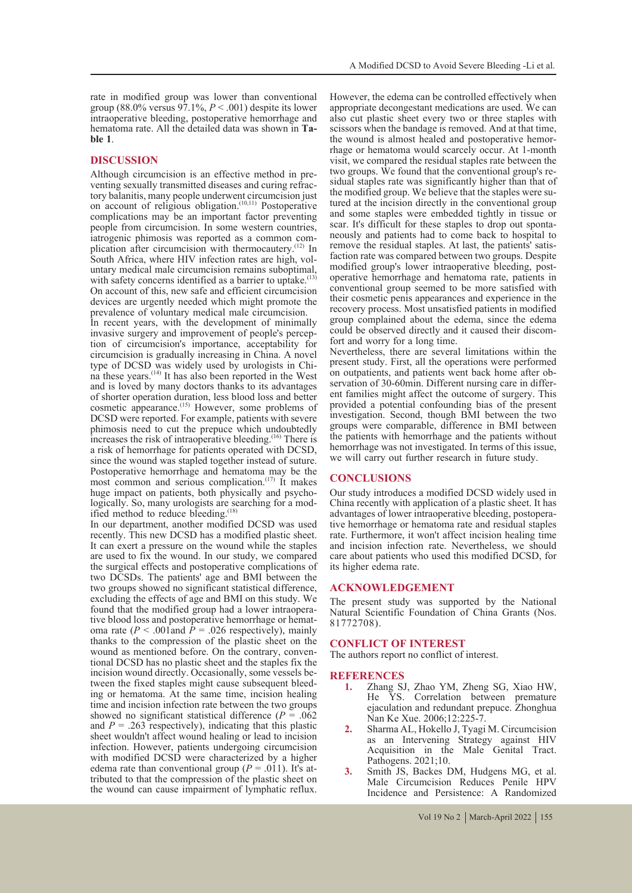rate in modified group was lower than conventional group (88.0% versus 97.1%, $P < .001$) despite its lower intraoperative bleeding, postoperative hemorrhage and hematoma rate. All the detailed data was shown in **Table 1**.

## DISCUSSION

Although circumcision is an effective method in preventing sexually transmitted diseases and curing refractory balanitis, many people underwent circumcision just on account of religious obligation.[10,11] Postoperative complications may be an important factor preventing people from circumcision. In some western countries, iatrogenic phimosis was reported as a common complication after circumcision with thermocautery.[12] In South Africa, where HIV infection rates are high, voluntary medical male circumcision remains suboptimal, with safety concerns identified as a barrier to uptake.[13] On account of this, new safe and efficient circumcision devices are urgently needed which might promote the prevalence of voluntary medical male circumcision.

In recent years, with the development of minimally invasive surgery and improvement of people's perception of circumcision's importance, acceptability for circumcision is gradually increasing in China. A novel type of DCSD was widely used by urologists in China these years.[14] It has also been reported in the West and is loved by many doctors thanks to its advantages of shorter operation duration, less blood loss and better cosmetic appearance.[15] However, some problems of DCSD were reported. For example, patients with severe phimosis need to cut the prepuce which undoubtedly increases the risk of intraoperative bleeding.[16] There is a risk of hemorrhage for patients operated with DCSD, since the wound was stapled together instead of suture. Postoperative hemorrhage and hematoma may be the most common and serious complication.[17] It makes huge impact on patients, both physically and psychologically. So, many urologists are searching for a modified method to reduce bleeding.[18]

In our department, another modified DCSD was used recently. This new DCSD has a modified plastic sheet. It can exert a pressure on the wound while the staples are used to fix the wound. In our study, we compared the surgical effects and postoperative complications of two DCSDs. The patients' age and BMI between the two groups showed no significant statistical difference, excluding the effects of age and BMI on this study. We found that the modified group had a lower intraoperative blood loss and postoperative hemorrhage or hematoma rate ($P < .001$and $P = .026$ respectively), mainly thanks to the compression of the plastic sheet on the wound as mentioned before. On the contrary, conventional DCSD has no plastic sheet and the staples fix the incision wound directly. Occasionally, some vessels between the fixed staples might cause subsequent bleeding or hematoma. At the same time, incision healing time and incision infection rate between the two groups showed no significant statistical difference ($P = .062$ and $P = .263$ respectively), indicating that this plastic sheet wouldn't affect wound healing or lead to incision infection. However, patients undergoing circumcision with modified DCSD were characterized by a higher edema rate than conventional group ($P = .011$). It's attributed to that the compression of the plastic sheet on the wound can cause impairment of lymphatic reflux. However, the edema can be controlled effectively when appropriate decongestant medications are used. We can also cut plastic sheet every two or three staples with scissors when the bandage is removed. And at that time, the wound is almost healed and postoperative hemorrhage or hematoma would scarcely occur. At 1-month visit, we compared the residual staples rate between the two groups. We found that the conventional group's residual staples rate was significantly higher than that of the modified group. We believe that the staples were sutured at the incision directly in the conventional group and some staples were embedded tightly in tissue or scar. It's difficult for these staples to drop out spontaneously and patients had to come back to hospital to remove the residual staples. At last, the patients' satisfaction rate was compared between two groups. Despite modified group's lower intraoperative bleeding, postoperative hemorrhage and hematoma rate, patients in conventional group seemed to be more satisfied with their cosmetic penis appearances and experience in the recovery process. Most unsatisfied patients in modified group complained about the edema, since the edema could be observed directly and it caused their discomfort and worry for a long time.

Nevertheless, there are several limitations within the present study. First, all the operations were performed on outpatients, and patients went back home after observation of 30-60min. Different nursing care in different families might affect the outcome of surgery. This provided a potential confounding bias of the present investigation. Second, though BMI between the two groups were comparable, difference in BMI between the patients with hemorrhage and the patients without hemorrhage was not investigated. In terms of this issue, we will carry out further research in future study.

## CONCLUSIONS

Our study introduces a modified DCSD widely used in China recently with application of a plastic sheet. It has advantages of lower intraoperative bleeding, postoperative hemorrhage or hematoma rate and residual staples rate. Furthermore, it won't affect incision healing time and incision infection rate. Nevertheless, we should care about patients who used this modified DCSD, for its higher edema rate.

## ACKNOWLEDGEMENT

The present study was supported by the National Natural Scientific Foundation of China Grants (Nos. 81772708).

## CONFLICT OF INTEREST

The authors report no conflict of interest.

## REFERENCES

1. Zhang SJ, Zhao YM, Zheng SG, Xiao HW, He YS. Correlation between premature ejaculation and redundant prepuce. Zhonghua Nan Ke Xue. 2006;12:225-7.
2. Sharma AL, Hokello J, Tyagi M. Circumcision as an Intervening Strategy against HIV Acquisition in the Male Genital Tract. Pathogens. 2021;10.
3. Smith JS, Backes DM, Hudgens MG, et al. Male Circumcision Reduces Penile HPV Incidence and Persistence: A Randomized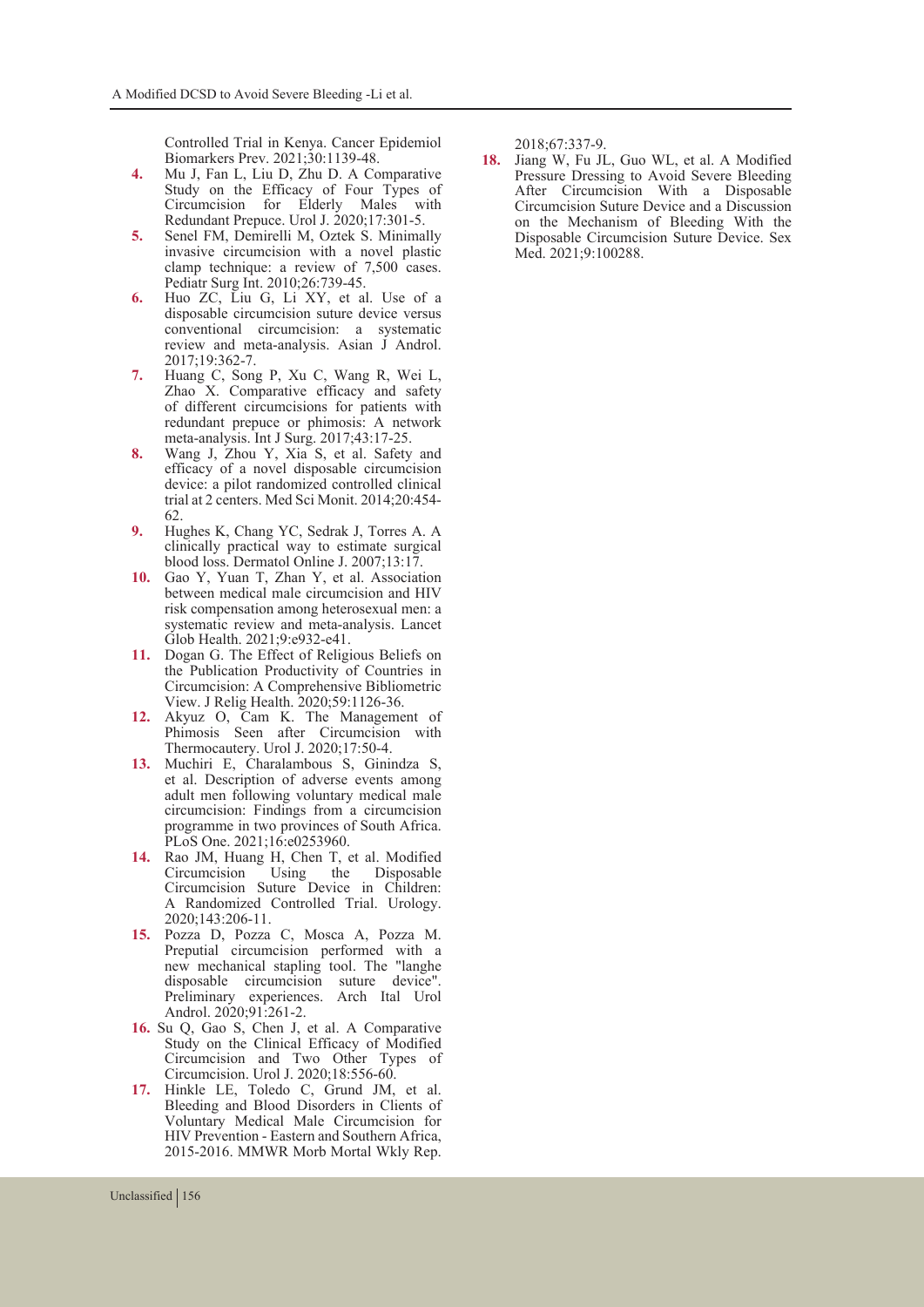Controlled Trial in Kenya. Cancer Epidemiol Biomarkers Prev. 2021;30:1139-48.

4. Mu J, Fan L, Liu D, Zhu D. A Comparative Study on the Efficacy of Four Types of Circumcision for Elderly Males with Redundant Prepuce. Urol J. 2020;17:301-5.
5. Senel FM, Demirelli M, Oztek S. Minimally invasive circumcision with a novel plastic clamp technique: a review of 7,500 cases. Pediatr Surg Int. 2010;26:739-45.
6. Huo ZC, Liu G, Li XY, et al. Use of a disposable circumcision suture device versus conventional circumcision: a systematic review and meta-analysis. Asian J Androl. 2017;19:362-7.
7. Huang C, Song P, Xu C, Wang R, Wei L, Zhao X. Comparative efficacy and safety of different circumcisions for patients with redundant prepuce or phimosis: A network meta-analysis. Int J Surg. 2017;43:17-25.
8. Wang J, Zhou Y, Xia S, et al. Safety and efficacy of a novel disposable circumcision device: a pilot randomized controlled clinical trial at 2 centers. Med Sci Monit. 2014;20:454-62.
9. Hughes K, Chang YC, Sedrak J, Torres A. A clinically practical way to estimate surgical blood loss. Dermatol Online J. 2007;13:17.
10. Gao Y, Yuan T, Zhan Y, et al. Association between medical male circumcision and HIV risk compensation among heterosexual men: a systematic review and meta-analysis. Lancet Glob Health. 2021;9:e932-e41.
11. Dogan G. The Effect of Religious Beliefs on the Publication Productivity of Countries in Circumcision: A Comprehensive Bibliometric View. J Relig Health. 2020;59:1126-36.
12. Akyuz O, Cam K. The Management of Phimosis Seen after Circumcision with Thermocautery. Urol J. 2020;17:50-4.
13. Muchiri E, Charalambous S, Ginindza S, et al. Description of adverse events among adult men following voluntary medical male circumcision: Findings from a circumcision programme in two provinces of South Africa. PLoS One. 2021;16:e0253960.
14. Rao JM, Huang H, Chen T, et al. Modified Circumcision Using the Disposable Circumcision Suture Device in Children: A Randomized Controlled Trial. Urology. 2020;143:206-11.
15. Pozza D, Pozza C, Mosca A, Pozza M. Preputial circumcision performed with a new mechanical stapling tool. The "langhe disposable circumcision suture device". Preliminary experiences. Arch Ital Urol Androl. 2020;91:261-2.
16. Su Q, Gao S, Chen J, et al. A Comparative Study on the Clinical Efficacy of Modified Circumcision and Two Other Types of Circumcision. Urol J. 2020;18:556-60.
17. Hinkle LE, Toledo C, Grund JM, et al. Bleeding and Blood Disorders in Clients of Voluntary Medical Male Circumcision for HIV Prevention - Eastern and Southern Africa, 2015-2016. MMWR Morb Mortal Wkly Rep. 2018;67:337-9.
18. Jiang W, Fu JL, Guo WL, et al. A Modified Pressure Dressing to Avoid Severe Bleeding After Circumcision With a Disposable Circumcision Suture Device and a Discussion on the Mechanism of Bleeding With the Disposable Circumcision Suture Device. Sex Med. 2021;9:100288.